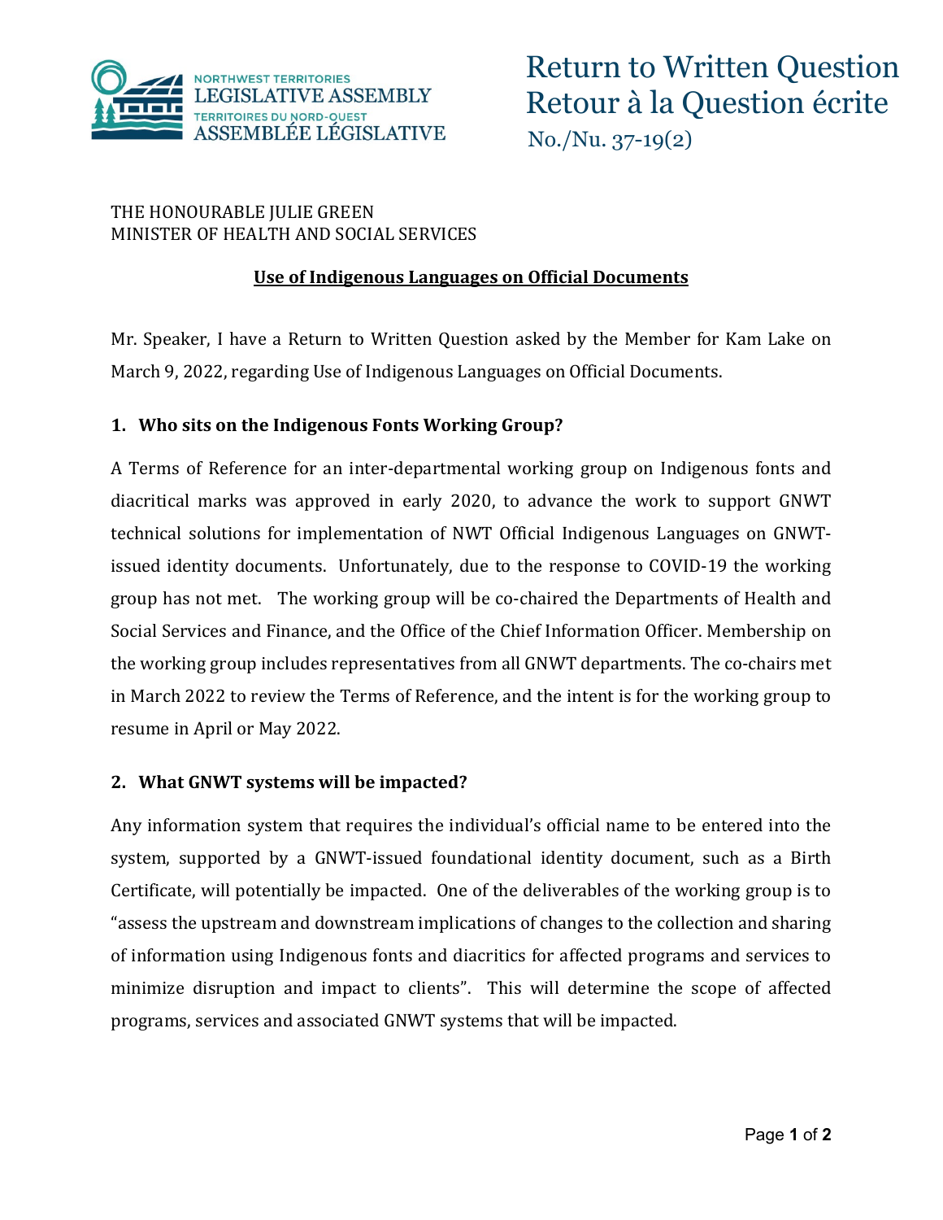# Return to Written Question
# Retour à la Question écrite

No./Nu. 37-19(2)

THE HONOURABLE JULIE GREEN
MINISTER OF HEALTH AND SOCIAL SERVICES

**Use of Indigenous Languages on Official Documents**

Mr. Speaker, I have a Return to Written Question asked by the Member for Kam Lake on March 9, 2022, regarding Use of Indigenous Languages on Official Documents.

**1. Who sits on the Indigenous Fonts Working Group?**

A Terms of Reference for an inter-departmental working group on Indigenous fonts and diacritical marks was approved in early 2020, to advance the work to support GNWT technical solutions for implementation of NWT Official Indigenous Languages on GNWT-issued identity documents. Unfortunately, due to the response to COVID-19 the working group has not met. The working group will be co-chaired the Departments of Health and Social Services and Finance, and the Office of the Chief Information Officer. Membership on the working group includes representatives from all GNWT departments. The co-chairs met in March 2022 to review the Terms of Reference, and the intent is for the working group to resume in April or May 2022.

**2. What GNWT systems will be impacted?**

Any information system that requires the individual's official name to be entered into the system, supported by a GNWT-issued foundational identity document, such as a Birth Certificate, will potentially be impacted. One of the deliverables of the working group is to "assess the upstream and downstream implications of changes to the collection and sharing of information using Indigenous fonts and diacritics for affected programs and services to minimize disruption and impact to clients". This will determine the scope of affected programs, services and associated GNWT systems that will be impacted.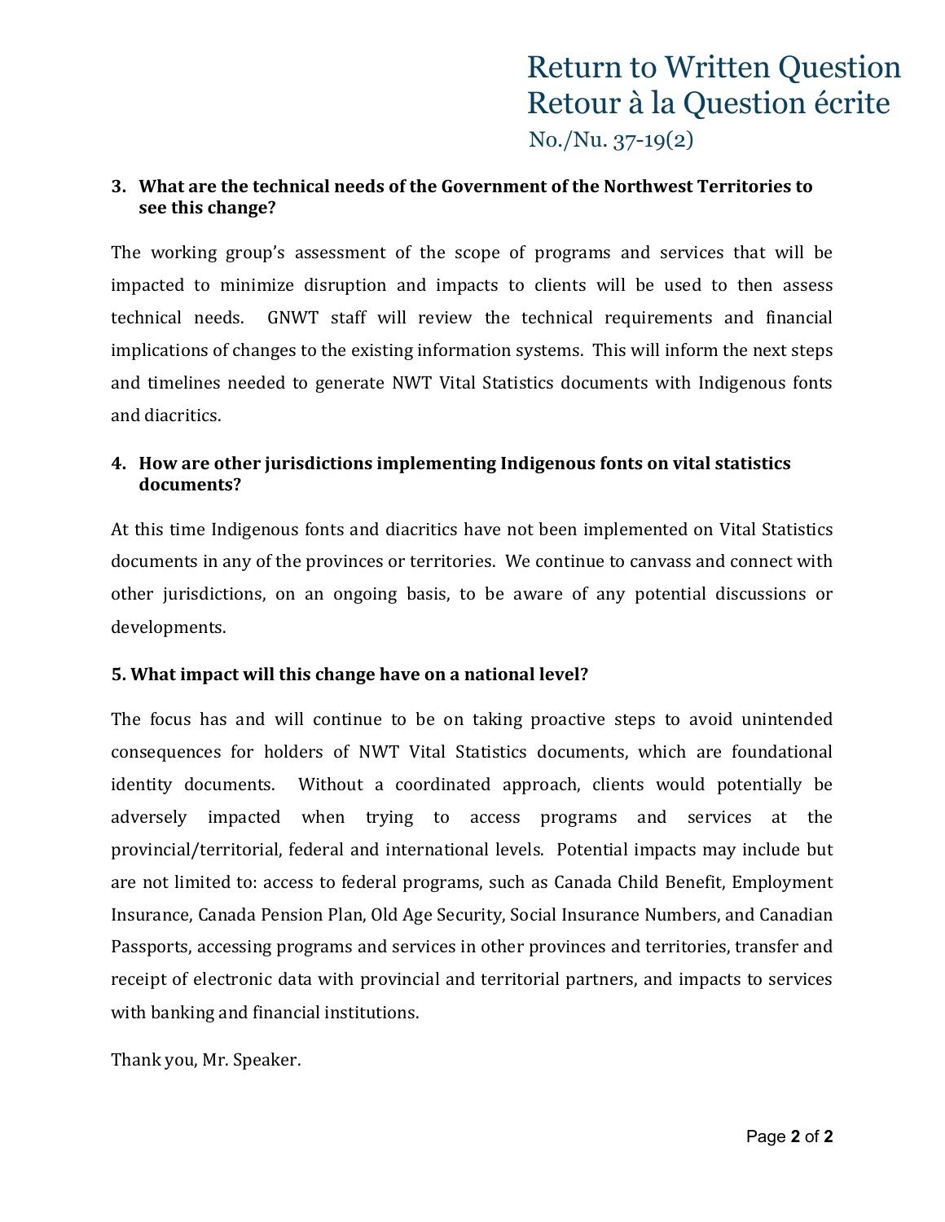# Return to Written Question
# Retour à la Question écrite

No./Nu. 37-19(2)

**3. What are the technical needs of the Government of the Northwest Territories to see this change?**

The working group's assessment of the scope of programs and services that will be impacted to minimize disruption and impacts to clients will be used to then assess technical needs. GNWT staff will review the technical requirements and financial implications of changes to the existing information systems. This will inform the next steps and timelines needed to generate NWT Vital Statistics documents with Indigenous fonts and diacritics.

**4. How are other jurisdictions implementing Indigenous fonts on vital statistics documents?**

At this time Indigenous fonts and diacritics have not been implemented on Vital Statistics documents in any of the provinces or territories. We continue to canvass and connect with other jurisdictions, on an ongoing basis, to be aware of any potential discussions or developments.

**5. What impact will this change have on a national level?**

The focus has and will continue to be on taking proactive steps to avoid unintended consequences for holders of NWT Vital Statistics documents, which are foundational identity documents. Without a coordinated approach, clients would potentially be adversely impacted when trying to access programs and services at the provincial/territorial, federal and international levels. Potential impacts may include but are not limited to: access to federal programs, such as Canada Child Benefit, Employment Insurance, Canada Pension Plan, Old Age Security, Social Insurance Numbers, and Canadian Passports, accessing programs and services in other provinces and territories, transfer and receipt of electronic data with provincial and territorial partners, and impacts to services with banking and financial institutions.

Thank you, Mr. Speaker.